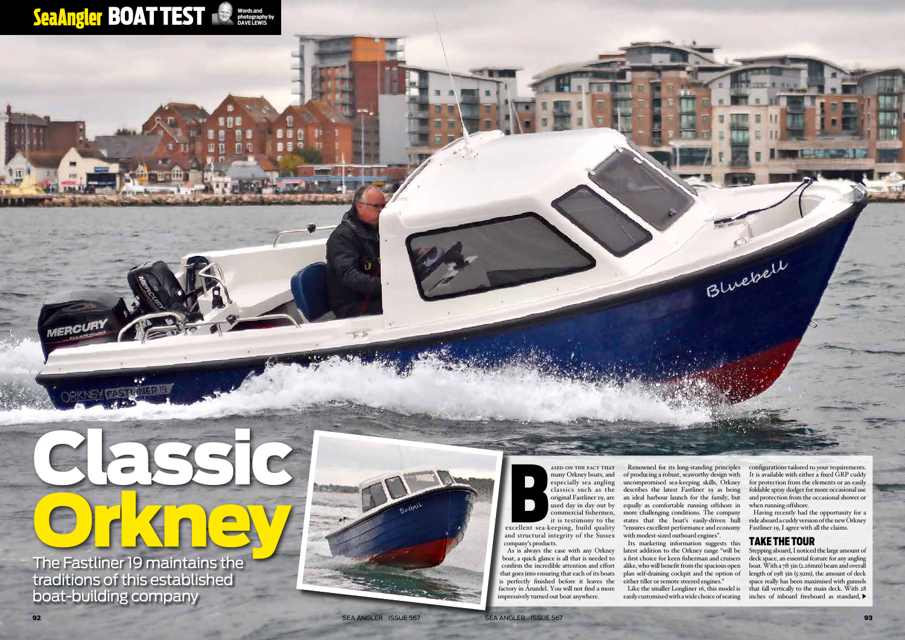# Classic Orkney

The Fastliner 19 maintains the traditions of this established boat-building company

Words and photography by DAVE LEWIS

BASED ON THE FACT THAT many Orkney boats, and especially sea angling classics such as the original Fastliner 19, are used day in day out by commercial fishermen, it is testimony to the excellent sea-keeping, build quality and structural integrity of the Sussex company's products.

As is always the case with any Orkney boat, a quick glance is all that is needed to confirm the incredible attention and effort that goes into ensuring that each of its boats is perfectly finished before it leaves the factory in Arundel. You will not find a more impressively turned out boat anywhere.

Renowned for its long-standing principles of producing a robust, seaworthy design with uncompromised sea-keeping skills, Orkney describes the latest Fastliner 19 as being an ideal harbour launch for the family, but equally as comfortable running offshore in more challenging conditions. The company states that the boat's easily-driven hull "ensures excellent performance and economy with modest-sized outboard engines".

Its marketing information suggests this latest addition to the Orkney range "will be a first choice for keen fisherman and cruisers alike, who will benefit from the spacious open plan self-draining cockpit and the option of either tiller or remote steered engines."

Like the smaller Longliner 16, this model is easily customised with a wide choice of seating configurations tailored to your requirements. It is available with either a fixed GRP cuddy for protection from the elements or an easily foldable spray dodger for more occasional use and protection from the occasional shower or when running offshore.

Having recently had the opportunity for a ride aboard a cuddy version of the new Orkney Fastliner 19, I agree with all the claims.

## TAKE THE TOUR

Stepping aboard, I noticed the large amount of deck space, an essential feature for any angling boat. With a 7ft 5in (2.26mm) beam and overall length of 19ft 5in (5.92m), the amount of deck space really has been maximised with gunnels that fall vertically to the main deck. With 28 inches of inboard freeboard as standard, ▶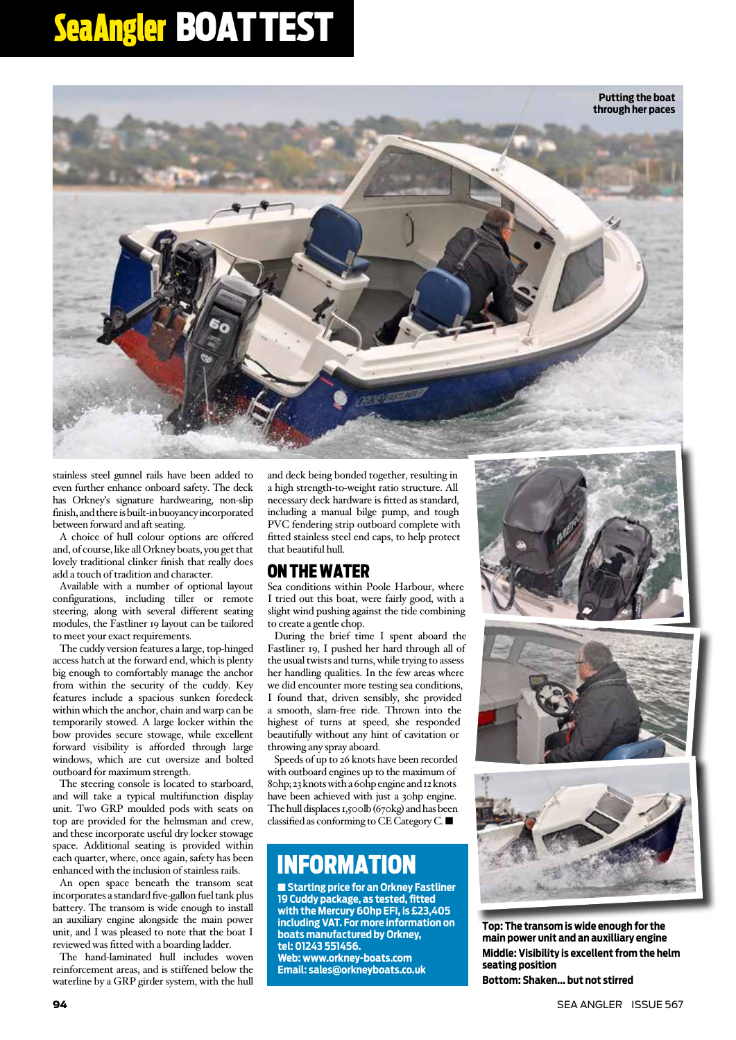Putting the boat through her paces

stainless steel gunnel rails have been added to even further enhance onboard safety. The deck has Orkney's signature hardwearing, non-slip finish, and there is built-in buoyancy incorporated between forward and aft seating.

A choice of hull colour options are offered and, of course, like all Orkney boats, you get that lovely traditional clinker finish that really does add a touch of tradition and character.

Available with a number of optional layout configurations, including tiller or remote steering, along with several different seating modules, the Fastliner 19 layout can be tailored to meet your exact requirements.

The cuddy version features a large, top-hinged access hatch at the forward end, which is plenty big enough to comfortably manage the anchor from within the security of the cuddy. Key features include a spacious sunken foredeck within which the anchor, chain and warp can be temporarily stowed. A large locker within the bow provides secure stowage, while excellent forward visibility is afforded through large windows, which are cut oversize and bolted outboard for maximum strength.

The steering console is located to starboard, and will take a typical multifunction display unit. Two GRP moulded pods with seats on top are provided for the helmsman and crew, and these incorporate useful dry locker stowage space. Additional seating is provided within each quarter, where, once again, safety has been enhanced with the inclusion of stainless rails.

An open space beneath the transom seat incorporates a standard five-gallon fuel tank plus battery. The transom is wide enough to install an auxiliary engine alongside the main power unit, and I was pleased to note that the boat I reviewed was fitted with a boarding ladder.

The hand-laminated hull includes woven reinforcement areas, and is stiffened below the waterline by a GRP girder system, with the hull and deck being bonded together, resulting in a high strength-to-weight ratio structure. All necessary deck hardware is fitted as standard, including a manual bilge pump, and tough PVC fendering strip outboard complete with fitted stainless steel end caps, to help protect that beautiful hull.

## ON THE WATER

Sea conditions within Poole Harbour, where I tried out this boat, were fairly good, with a slight wind pushing against the tide combining to create a gentle chop.

During the brief time I spent aboard the Fastliner 19, I pushed her hard through all of the usual twists and turns, while trying to assess her handling qualities. In the few areas where we did encounter more testing sea conditions, I found that, driven sensibly, she provided a smooth, slam-free ride. Thrown into the highest of turns at speed, she responded beautifully without any hint of cavitation or throwing any spray aboard.

Speeds of up to 26 knots have been recorded with outboard engines up to the maximum of 80hp; 23 knots with a 60hp engine and 12 knots have been achieved with just a 30hp engine. The hull displaces 1,500lb (670kg) and has been classified as conforming to CE Category C. ■

## INFORMATION

**■ Starting price for an Orkney Fastliner 19 Cuddy package, as tested, fitted with the Mercury 60hp EFI, is £23,405 including VAT. For more information on boats manufactured by Orkney, tel: 01243 551456. Web: www.orkney-boats.com Email: sales@orkneyboats.co.uk**

**Top: The transom is wide enough for the main power unit and an auxilliary engine**
**Middle: Visibility is excellent from the helm seating position**
**Bottom: Shaken... but not stirred**